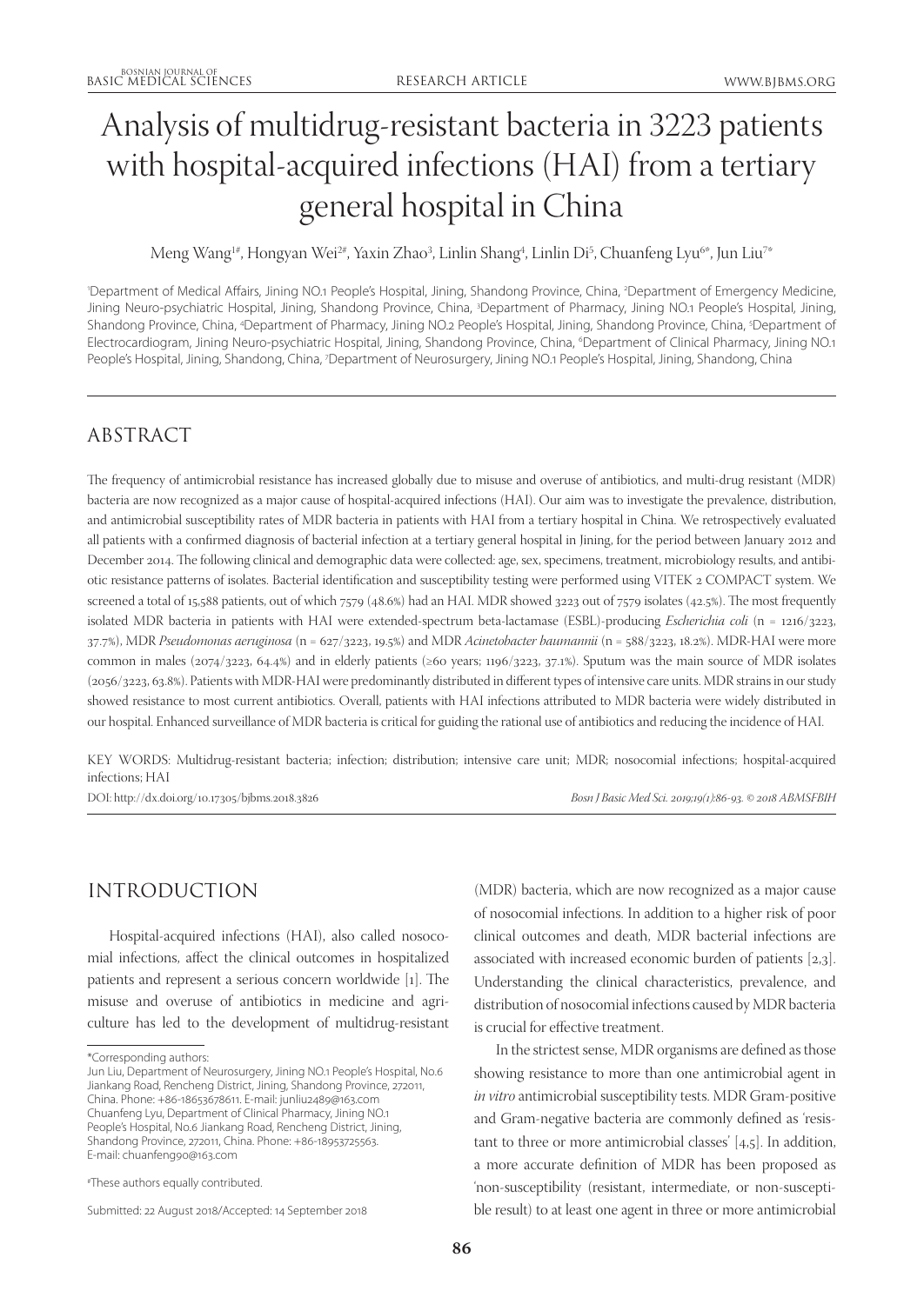# Analysis of multidrug-resistant bacteria in 3223 patients with hospital-acquired infections (HAI) from a tertiary general hospital in China

Meng Wang[1#], Hongyan Wei[2#], Yaxin Zhao[3], Linlin Shang[4], Linlin Di[5], Chuanfeng Lyu[6*], Jun Liu[7*]

[1]Department of Medical Affairs, Jining NO.1 People's Hospital, Jining, Shandong Province, China, [2]Department of Emergency Medicine, Jining Neuro-psychiatric Hospital, Jining, Shandong Province, China, [3]Department of Pharmacy, Jining NO.1 People's Hospital, Jining, Shandong Province, China, [4]Department of Pharmacy, Jining NO.2 People's Hospital, Jining, Shandong Province, China, [5]Department of Electrocardiogram, Jining Neuro-psychiatric Hospital, Jining, Shandong Province, China, [6]Department of Clinical Pharmacy, Jining NO.1 People's Hospital, Jining, Shandong, China, [7]Department of Neurosurgery, Jining NO.1 People's Hospital, Jining, Shandong, China

## ABSTRACT

The frequency of antimicrobial resistance has increased globally due to misuse and overuse of antibiotics, and multi-drug resistant (MDR) bacteria are now recognized as a major cause of hospital-acquired infections (HAI). Our aim was to investigate the prevalence, distribution, and antimicrobial susceptibility rates of MDR bacteria in patients with HAI from a tertiary hospital in China. We retrospectively evaluated all patients with a confirmed diagnosis of bacterial infection at a tertiary general hospital in Jining, for the period between January 2012 and December 2014. The following clinical and demographic data were collected: age, sex, specimens, treatment, microbiology results, and antibiotic resistance patterns of isolates. Bacterial identification and susceptibility testing were performed using VITEK 2 COMPACT system. We screened a total of 15,588 patients, out of which 7579 (48.6%) had an HAI. MDR showed 3223 out of 7579 isolates (42.5%). The most frequently isolated MDR bacteria in patients with HAI were extended-spectrum beta-lactamase (ESBL)-producing *Escherichia coli* (n = 1216/3223, 37.7%), MDR *Pseudomonas aeruginosa* (n = 627/3223, 19.5%) and MDR *Acinetobacter baumannii* (n = 588/3223, 18.2%). MDR-HAI were more common in males (2074/3223, 64.4%) and in elderly patients (≥60 years; 1196/3223, 37.1%). Sputum was the main source of MDR isolates (2056/3223, 63.8%). Patients with MDR-HAI were predominantly distributed in different types of intensive care units. MDR strains in our study showed resistance to most current antibiotics. Overall, patients with HAI infections attributed to MDR bacteria were widely distributed in our hospital. Enhanced surveillance of MDR bacteria is critical for guiding the rational use of antibiotics and reducing the incidence of HAI.

KEY WORDS: Multidrug-resistant bacteria; infection; distribution; intensive care unit; MDR; nosocomial infections; hospital-acquired infections; HAI

DOI: http://dx.doi.org/10.17305/bjbms.2018.3826

## INTRODUCTION

Hospital-acquired infections (HAI), also called nosocomial infections, affect the clinical outcomes in hospitalized patients and represent a serious concern worldwide [1]. The misuse and overuse of antibiotics in medicine and agriculture has led to the development of multidrug-resistant (MDR) bacteria, which are now recognized as a major cause of nosocomial infections. In addition to a higher risk of poor clinical outcomes and death, MDR bacterial infections are associated with increased economic burden of patients [2,3]. Understanding the clinical characteristics, prevalence, and distribution of nosocomial infections caused by MDR bacteria is crucial for effective treatment.

In the strictest sense, MDR organisms are defined as those showing resistance to more than one antimicrobial agent in *in vitro* antimicrobial susceptibility tests. MDR Gram-positive and Gram-negative bacteria are commonly defined as 'resistant to three or more antimicrobial classes' [4,5]. In addition, a more accurate definition of MDR has been proposed as 'non-susceptibility (resistant, intermediate, or non-susceptible result) to at least one agent in three or more antimicrobial

\*Corresponding authors:
Jun Liu, Department of Neurosurgery, Jining NO.1 People's Hospital, No.6 Jiankang Road, Rencheng District, Jining, Shandong Province, 272011, China. Phone: +86-18653678611. E-mail: junliu2489@163.com
Chuanfeng Lyu, Department of Clinical Pharmacy, Jining NO.1 People's Hospital, No.6 Jiankang Road, Rencheng District, Jining, Shandong Province, 272011, China. Phone: +86-18953725563. E-mail: chuanfeng90@163.com

#These authors equally contributed.

Submitted: 22 August 2018/Accepted: 14 September 2018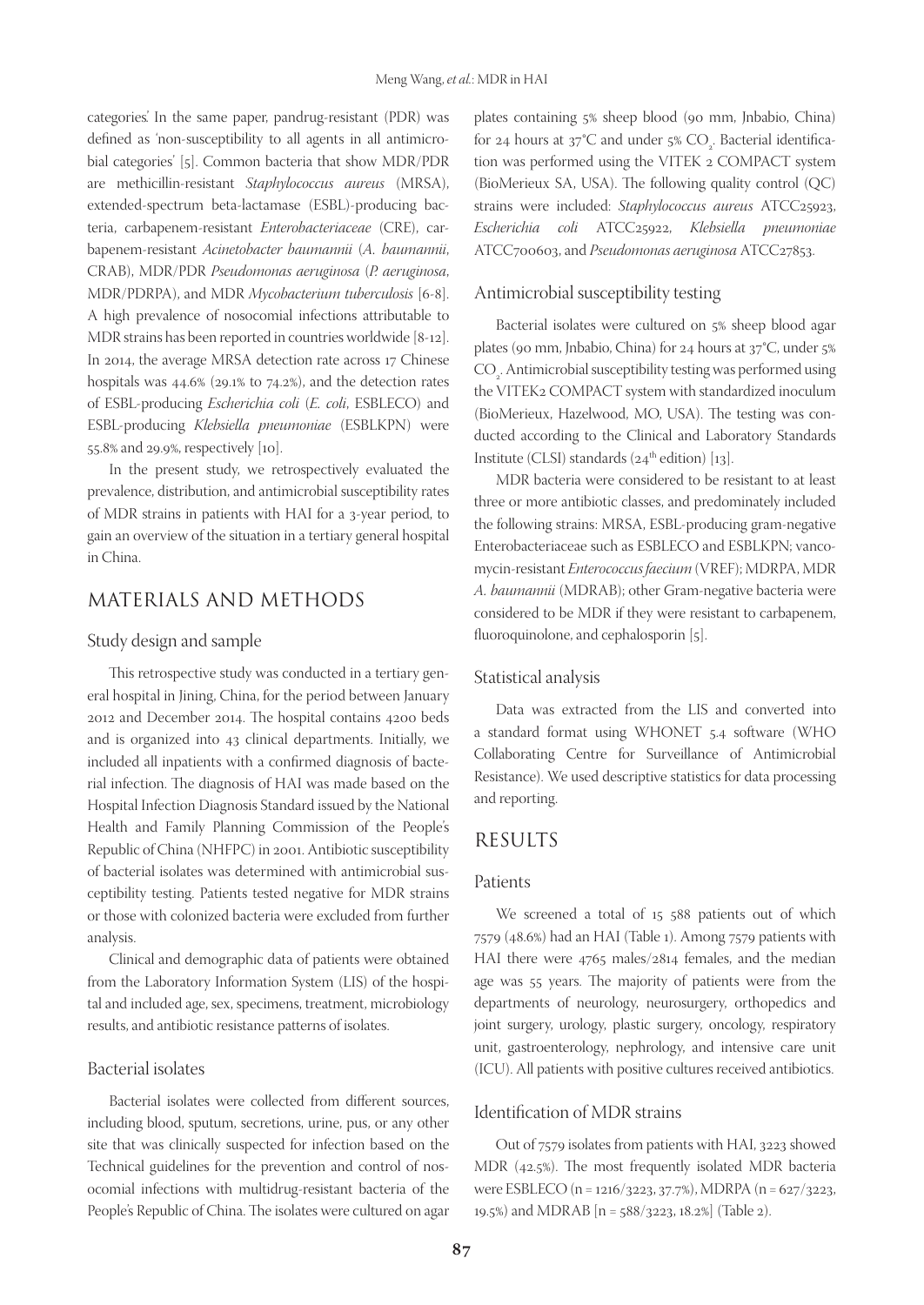categories.' In the same paper, pandrug-resistant (PDR) was defined as 'non-susceptibility to all agents in all antimicrobial categories' [5]. Common bacteria that show MDR/PDR are methicillin-resistant *Staphylococcus aureus* (MRSA), extended-spectrum beta-lactamase (ESBL)-producing bacteria, carbapenem-resistant *Enterobacteriaceae* (CRE), carbapenem-resistant *Acinetobacter baumannii* (*A. baumannii*, CRAB), MDR/PDR *Pseudomonas aeruginosa* (*P. aeruginosa*, MDR/PDRPA), and MDR *Mycobacterium tuberculosis* [6-8]. A high prevalence of nosocomial infections attributable to MDR strains has been reported in countries worldwide [8-12]. In 2014, the average MRSA detection rate across 17 Chinese hospitals was 44.6% (29.1% to 74.2%), and the detection rates of ESBL-producing *Escherichia coli* (*E. coli*, ESBLECO) and ESBL-producing *Klebsiella pneumoniae* (ESBLKPN) were 55.8% and 29.9%, respectively [10].

In the present study, we retrospectively evaluated the prevalence, distribution, and antimicrobial susceptibility rates of MDR strains in patients with HAI for a 3-year period, to gain an overview of the situation in a tertiary general hospital in China.

## MATERIALS AND METHODS

### Study design and sample

This retrospective study was conducted in a tertiary general hospital in Jining, China, for the period between January 2012 and December 2014. The hospital contains 4200 beds and is organized into 43 clinical departments. Initially, we included all inpatients with a confirmed diagnosis of bacterial infection. The diagnosis of HAI was made based on the Hospital Infection Diagnosis Standard issued by the National Health and Family Planning Commission of the People's Republic of China (NHFPC) in 2001. Antibiotic susceptibility of bacterial isolates was determined with antimicrobial susceptibility testing. Patients tested negative for MDR strains or those with colonized bacteria were excluded from further analysis.

Clinical and demographic data of patients were obtained from the Laboratory Information System (LIS) of the hospital and included age, sex, specimens, treatment, microbiology results, and antibiotic resistance patterns of isolates.

### Bacterial isolates

Bacterial isolates were collected from different sources, including blood, sputum, secretions, urine, pus, or any other site that was clinically suspected for infection based on the Technical guidelines for the prevention and control of nosocomial infections with multidrug-resistant bacteria of the People's Republic of China. The isolates were cultured on agar plates containing 5% sheep blood (90 mm, Jnbabio, China) for 24 hours at 37°C and under 5% $CO_2$. Bacterial identification was performed using the VITEK 2 COMPACT system (BioMerieux SA, USA). The following quality control (QC) strains were included: *Staphylococcus aureus* ATCC25923, *Escherichia coli* ATCC25922, *Klebsiella pneumoniae* ATCC700603, and *Pseudomonas aeruginosa* ATCC27853.

### Antimicrobial susceptibility testing

Bacterial isolates were cultured on 5% sheep blood agar plates (90 mm, Jnbabio, China) for 24 hours at 37°C, under 5% $CO_2$. Antimicrobial susceptibility testing was performed using the VITEK2 COMPACT system with standardized inoculum (BioMerieux, Hazelwood, MO, USA). The testing was conducted according to the Clinical and Laboratory Standards Institute (CLSI) standards (24$^{th}$ edition) [13].

MDR bacteria were considered to be resistant to at least three or more antibiotic classes, and predominately included the following strains: MRSA, ESBL-producing gram-negative Enterobacteriaceae such as ESBLECO and ESBLKPN; vancomycin-resistant *Enterococcus faecium* (VREF); MDRPA, MDR *A. baumannii* (MDRAB); other Gram-negative bacteria were considered to be MDR if they were resistant to carbapenem, fluoroquinolone, and cephalosporin [5].

### Statistical analysis

Data was extracted from the LIS and converted into a standard format using WHONET 5.4 software (WHO Collaborating Centre for Surveillance of Antimicrobial Resistance). We used descriptive statistics for data processing and reporting.

## RESULTS

### Patients

We screened a total of 15 588 patients out of which 7579 (48.6%) had an HAI (Table 1). Among 7579 patients with HAI there were 4765 males/2814 females, and the median age was 55 years. The majority of patients were from the departments of neurology, neurosurgery, orthopedics and joint surgery, urology, plastic surgery, oncology, respiratory unit, gastroenterology, nephrology, and intensive care unit (ICU). All patients with positive cultures received antibiotics.

### Identification of MDR strains

Out of 7579 isolates from patients with HAI, 3223 showed MDR (42.5%). The most frequently isolated MDR bacteria were ESBLECO (n = 1216/3223, 37.7%), MDRPA (n = 627/3223, 19.5%) and MDRAB [n = 588/3223, 18.2%] (Table 2).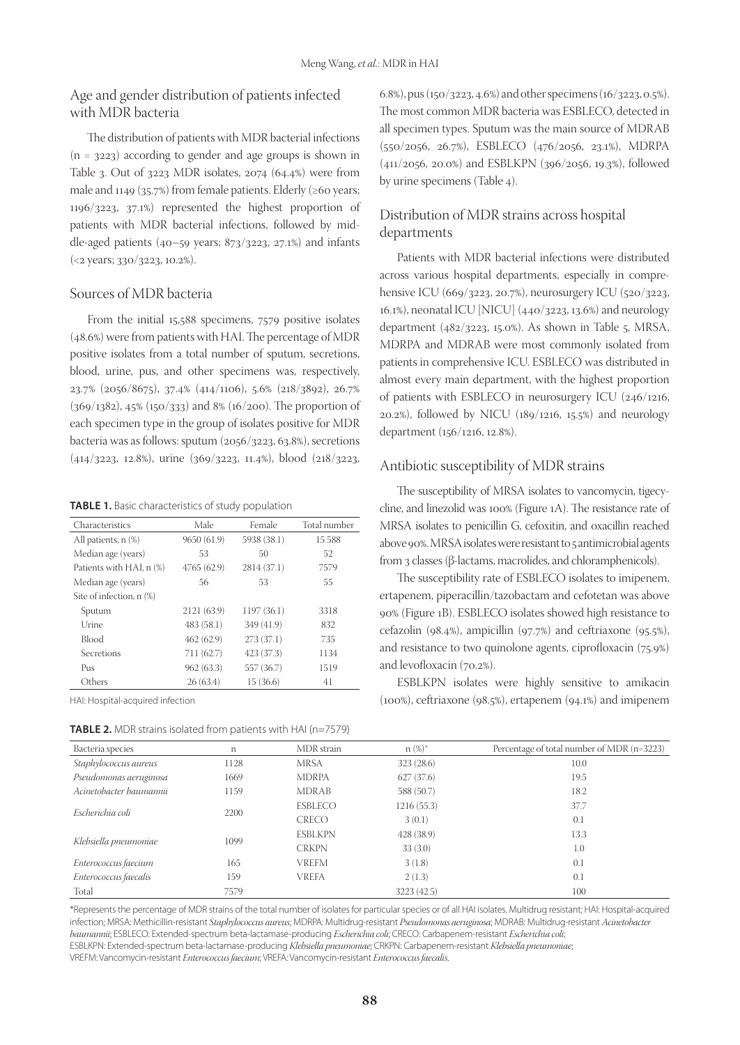## Age and gender distribution of patients infected with MDR bacteria

The distribution of patients with MDR bacterial infections (n = 3223) according to gender and age groups is shown in Table 3. Out of 3223 MDR isolates, 2074 (64.4%) were from male and 1149 (35.7%) from female patients. Elderly (≥60 years; 1196/3223, 37.1%) represented the highest proportion of patients with MDR bacterial infections, followed by middle-aged patients (40–59 years; 873/3223, 27.1%) and infants (<2 years; 330/3223, 10.2%).

## Sources of MDR bacteria

From the initial 15,588 specimens, 7579 positive isolates (48.6%) were from patients with HAI. The percentage of MDR positive isolates from a total number of sputum, secretions, blood, urine, pus, and other specimens was, respectively, 23.7% (2056/8675), 37.4% (414/1106), 5.6% (218/3892), 26.7% (369/1382), 45% (150/333) and 8% (16/200). The proportion of each specimen type in the group of isolates positive for MDR bacteria was as follows: sputum (2056/3223, 63.8%), secretions (414/3223, 12.8%), urine (369/3223, 11.4%), blood (218/3223, 6.8%), pus (150/3223, 4.6%) and other specimens (16/3223, 0.5%). The most common MDR bacteria was ESBLECO, detected in all specimen types. Sputum was the main source of MDRAB (550/2056, 26.7%), ESBLECO (476/2056, 23.1%), MDRPA (411/2056, 20.0%) and ESBLKPN (396/2056, 19.3%), followed by urine specimens (Table 4).

## Distribution of MDR strains across hospital departments

Patients with MDR bacterial infections were distributed across various hospital departments, especially in comprehensive ICU (669/3223, 20.7%), neurosurgery ICU (520/3223, 16.1%), neonatal ICU [NICU] (440/3223, 13.6%) and neurology department (482/3223, 15.0%). As shown in Table 5, MRSA, MDRPA and MDRAB were most commonly isolated from patients in comprehensive ICU. ESBLECO was distributed in almost every main department, with the highest proportion of patients with ESBLECO in neurosurgery ICU (246/1216, 20.2%), followed by NICU (189/1216, 15.5%) and neurology department (156/1216, 12.8%).

## Antibiotic susceptibility of MDR strains

The susceptibility of MRSA isolates to vancomycin, tigecycline, and linezolid was 100% (Figure 1A). The resistance rate of MRSA isolates to penicillin G, cefoxitin, and oxacillin reached above 90%. MRSA isolates were resistant to 5 antimicrobial agents from 3 classes (β-lactams, macrolides, and chloramphenicols).

The susceptibility rate of ESBLECO isolates to imipenem, ertapenem, piperacillin/tazobactam and cefotetan was above 90% (Figure 1B). ESBLECO isolates showed high resistance to cefazolin (98.4%), ampicillin (97.7%) and ceftriaxone (95.5%), and resistance to two quinolone agents, ciprofloxacin (75.9%) and levofloxacin (70.2%).

ESBLKPN isolates were highly sensitive to amikacin (100%), ceftriaxone (98.5%), ertapenem (94.1%) and imipenem

**TABLE 1.** Basic characteristics of study population

| Characteristics | Male | Female | Total number |
|---|---|---|---|
| All patients, n (%) | 9650 (61.9) | 5938 (38.1) | 15 588 |
| Median age (years) | 53 | 50 | 52 |
| Patients with HAI, n (%) | 4765 (62.9) | 2814 (37.1) | 7579 |
| Median age (years) | 56 | 53 | 55 |
| Site of infection, n (%) | | | |
| Sputum | 2121 (63.9) | 1197 (36.1) | 3318 |
| Urine | 483 (58.1) | 349 (41.9) | 832 |
| Blood | 462 (62.9) | 273 (37.1) | 735 |
| Secretions | 711 (62.7) | 423 (37.3) | 1134 |
| Pus | 962 (63.3) | 557 (36.7) | 1519 |
| Others | 26 (63.4) | 15 (36.6) | 41 |

HAI: Hospital-acquired infection

**TABLE 2.** MDR strains isolated from patients with HAI (n=7579)

| Bacteria species | n | MDR strain | n (%)* | Percentage of total number of MDR (n=3223) |
|---|---|---|---|---|
| *Staphylococcus aureus* | 1128 | MRSA | 323 (28.6) | 10.0 |
| *Pseudomonas aeruginosa* | 1669 | MDRPA | 627 (37.6) | 19.5 |
| *Acinetobacter baumannii* | 1159 | MDRAB | 588 (50.7) | 18.2 |
| *Escherichia coli* | 2200 | ESBLECO | 1216 (55.3) | 37.7 |
| | | CRECO | 3 (0.1) | 0.1 |
| *Klebsiella pneumoniae* | 1099 | ESBLKPN | 428 (38.9) | 13.3 |
| | | CRKPN | 33 (3.0) | 1.0 |
| *Enterococcus faecium* | 165 | VREFM | 3 (1.8) | 0.1 |
| *Enterococcus faecalis* | 159 | VREFA | 2 (1.3) | 0.1 |
| Total | 7579 | | 3223 (42.5) | 100 |

*Represents the percentage of MDR strains of the total number of isolates for particular species or of all HAI isolates. Multidrug resistant; HAI: Hospital-acquired infection; MRSA: Methicillin-resistant *Staphylococcus aureus*; MDRPA: Multidrug-resistant *Pseudomonas aeruginosa*; MDRAB: Multidrug-resistant *Acinetobacter baumannii*; ESBLECO: Extended-spectrum beta-lactamase-producing *Escherichia coli*; CRECO: Carbapenem-resistant *Escherichia coli*; ESBLKPN: Extended-spectrum beta-lactamase-producing *Klebsiella pneumoniae*; CRKPN: Carbapenem-resistant *Klebsiella pneumoniae*; VREFM: Vancomycin-resistant *Enterococcus faecium*; VREFA: Vancomycin-resistant *Enterococcus faecalis*.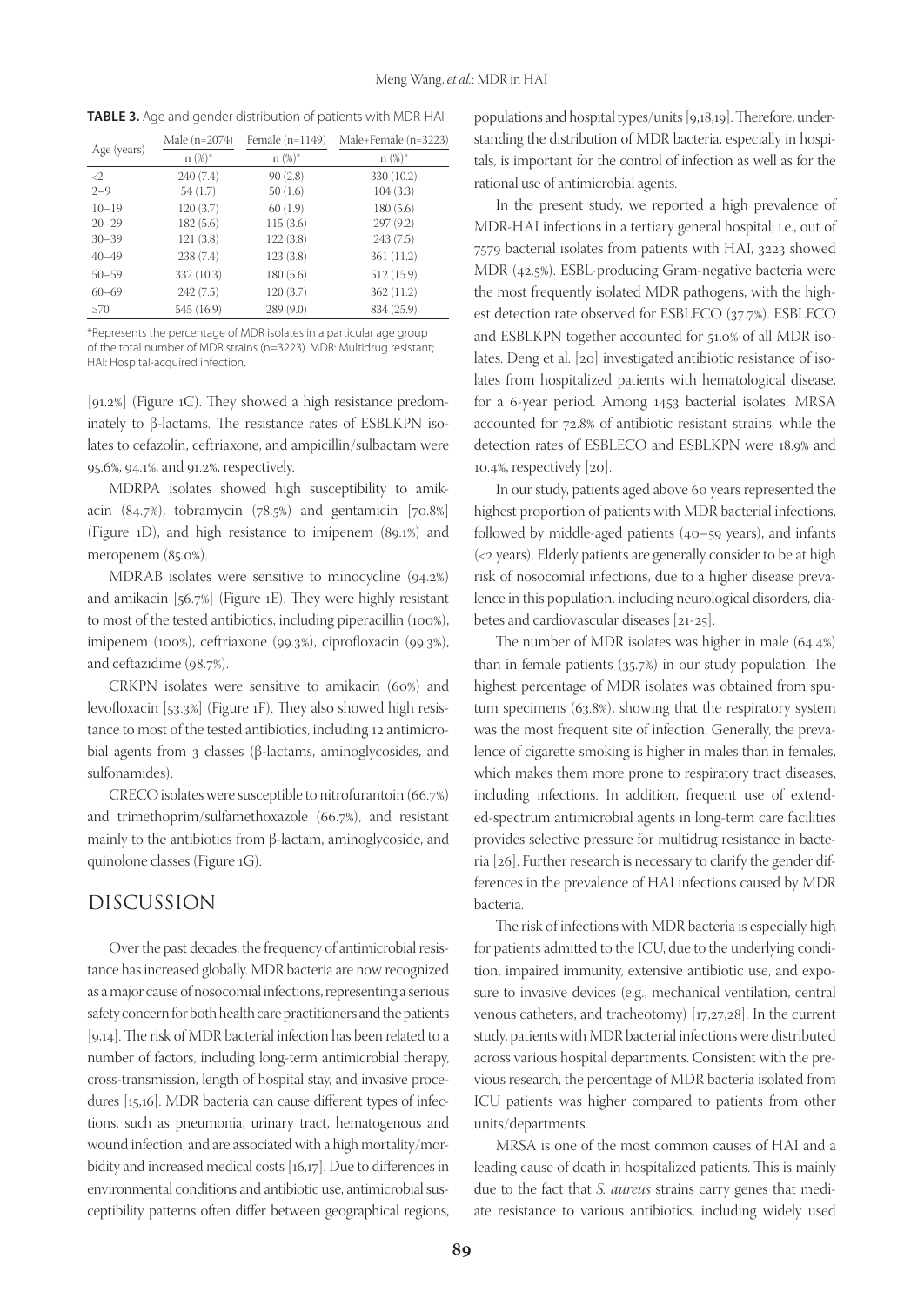**TABLE 3.** Age and gender distribution of patients with MDR-HAI

| Age (years) | Male (n=2074) | Female (n=1149) | Male+Female (n=3223) |
|---|---|---|---|
| | n (%)* | n (%)* | n (%)* |
| <2 | 240 (7.4) | 90 (2.8) | 330 (10.2) |
| 2–9 | 54 (1.7) | 50 (1.6) | 104 (3.3) |
| 10–19 | 120 (3.7) | 60 (1.9) | 180 (5.6) |
| 20–29 | 182 (5.6) | 115 (3.6) | 297 (9.2) |
| 30–39 | 121 (3.8) | 122 (3.8) | 243 (7.5) |
| 40–49 | 238 (7.4) | 123 (3.8) | 361 (11.2) |
| 50–59 | 332 (10.3) | 180 (5.6) | 512 (15.9) |
| 60–69 | 242 (7.5) | 120 (3.7) | 362 (11.2) |
| ≥70 | 545 (16.9) | 289 (9.0) | 834 (25.9) |

*Represents the percentage of MDR isolates in a particular age group of the total number of MDR strains (n=3223). MDR: Multidrug resistant; HAI: Hospital-acquired infection.

[91.2%] (Figure 1C). They showed a high resistance predominately to β-lactams. The resistance rates of ESBLKPN isolates to cefazolin, ceftriaxone, and ampicillin/sulbactam were 95.6%, 94.1%, and 91.2%, respectively.

MDRPA isolates showed high susceptibility to amikacin (84.7%), tobramycin (78.5%) and gentamicin [70.8%] (Figure 1D), and high resistance to imipenem (89.1%) and meropenem (85.0%).

MDRAB isolates were sensitive to minocycline (94.2%) and amikacin [56.7%] (Figure 1E). They were highly resistant to most of the tested antibiotics, including piperacillin (100%), imipenem (100%), ceftriaxone (99.3%), ciprofloxacin (99.3%), and ceftazidime (98.7%).

CRKPN isolates were sensitive to amikacin (60%) and levofloxacin [53.3%] (Figure 1F). They also showed high resistance to most of the tested antibiotics, including 12 antimicrobial agents from 3 classes (β-lactams, aminoglycosides, and sulfonamides).

CRECO isolates were susceptible to nitrofurantoin (66.7%) and trimethoprim/sulfamethoxazole (66.7%), and resistant mainly to the antibiotics from β-lactam, aminoglycoside, and quinolone classes (Figure 1G).

## DISCUSSION

Over the past decades, the frequency of antimicrobial resistance has increased globally. MDR bacteria are now recognized as a major cause of nosocomial infections, representing a serious safety concern for both health care practitioners and the patients [9,14]. The risk of MDR bacterial infection has been related to a number of factors, including long-term antimicrobial therapy, cross-transmission, length of hospital stay, and invasive procedures [15,16]. MDR bacteria can cause different types of infections, such as pneumonia, urinary tract, hematogenous and wound infection, and are associated with a high mortality/morbidity and increased medical costs [16,17]. Due to differences in environmental conditions and antibiotic use, antimicrobial susceptibility patterns often differ between geographical regions, populations and hospital types/units [9,18,19]. Therefore, understanding the distribution of MDR bacteria, especially in hospitals, is important for the control of infection as well as for the rational use of antimicrobial agents.

In the present study, we reported a high prevalence of MDR-HAI infections in a tertiary general hospital; i.e., out of 7579 bacterial isolates from patients with HAI, 3223 showed MDR (42.5%). ESBL-producing Gram-negative bacteria were the most frequently isolated MDR pathogens, with the highest detection rate observed for ESBLECO (37.7%). ESBLECO and ESBLKPN together accounted for 51.0% of all MDR isolates. Deng et al. [20] investigated antibiotic resistance of isolates from hospitalized patients with hematological disease, for a 6-year period. Among 1453 bacterial isolates, MRSA accounted for 72.8% of antibiotic resistant strains, while the detection rates of ESBLECO and ESBLKPN were 18.9% and 10.4%, respectively [20].

In our study, patients aged above 60 years represented the highest proportion of patients with MDR bacterial infections, followed by middle-aged patients (40–59 years), and infants (<2 years). Elderly patients are generally consider to be at high risk of nosocomial infections, due to a higher disease prevalence in this population, including neurological disorders, diabetes and cardiovascular diseases [21-25].

The number of MDR isolates was higher in male (64.4%) than in female patients (35.7%) in our study population. The highest percentage of MDR isolates was obtained from sputum specimens (63.8%), showing that the respiratory system was the most frequent site of infection. Generally, the prevalence of cigarette smoking is higher in males than in females, which makes them more prone to respiratory tract diseases, including infections. In addition, frequent use of extended-spectrum antimicrobial agents in long-term care facilities provides selective pressure for multidrug resistance in bacteria [26]. Further research is necessary to clarify the gender differences in the prevalence of HAI infections caused by MDR bacteria.

The risk of infections with MDR bacteria is especially high for patients admitted to the ICU, due to the underlying condition, impaired immunity, extensive antibiotic use, and exposure to invasive devices (e.g., mechanical ventilation, central venous catheters, and tracheotomy) [17,27,28]. In the current study, patients with MDR bacterial infections were distributed across various hospital departments. Consistent with the previous research, the percentage of MDR bacteria isolated from ICU patients was higher compared to patients from other units/departments.

MRSA is one of the most common causes of HAI and a leading cause of death in hospitalized patients. This is mainly due to the fact that *S. aureus* strains carry genes that mediate resistance to various antibiotics, including widely used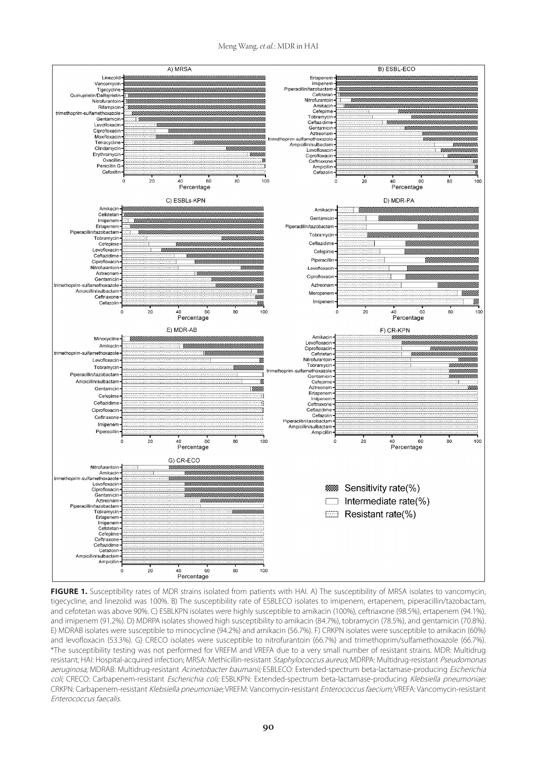**FIGURE 1.** Susceptibility rates of MDR strains isolated from patients with HAI. A) The susceptibility of MRSA isolates to vancomycin, tigecycline, and linezolid was 100%. B) The susceptibility rate of ESBLECO isolates to imipenem, ertapenem, piperacillin/tazobactam, and cefotetan was above 90%. C) ESBLKPN isolates were highly susceptible to amikacin (100%), ceftriaxone (98.5%), ertapenem (94.1%), and imipenem (91.2%). D) MDRPA isolates showed high susceptibility to amikacin (84.7%), tobramycin (78.5%), and gentamicin (70.8%). E) MDRAB isolates were susceptible to minocycline (94.2%) and amikacin (56.7%). F) CRKPN isolates were susceptible to amikacin (60%) and levofloxacin (53.3%). G) CRECO isolates were susceptible to nitrofurantoin (66.7%) and trimethoprim/sulfamethoxazole (66.7%). *The susceptibility testing was not performed for VREFM and VREFA due to a very small number of resistant strains. MDR: Multidrug resistant; HAI: Hospital-acquired infection; MRSA: Methicillin-resistant *Staphylococcus aureus*; MDRPA: Multidrug-resistant *Pseudomonas aeruginosa;* MDRAB: Multidrug-resistant *Acinetobacter baumanii;* ESBLECO: Extended-spectrum beta-lactamase-producing *Escherichia coli;* CRECO: Carbapenem-resistant *Escherichia coli;* ESBLKPN: Extended-spectrum beta-lactamase-producing *Klebsiella pneumoniae;* CRKPN: Carbapenem-resistant *Klebsiella pneumoniae;* VREFM: Vancomycin-resistant *Enterococcus faecium;* VREFA: Vancomycin-resistant *Enterococcus faecalis*.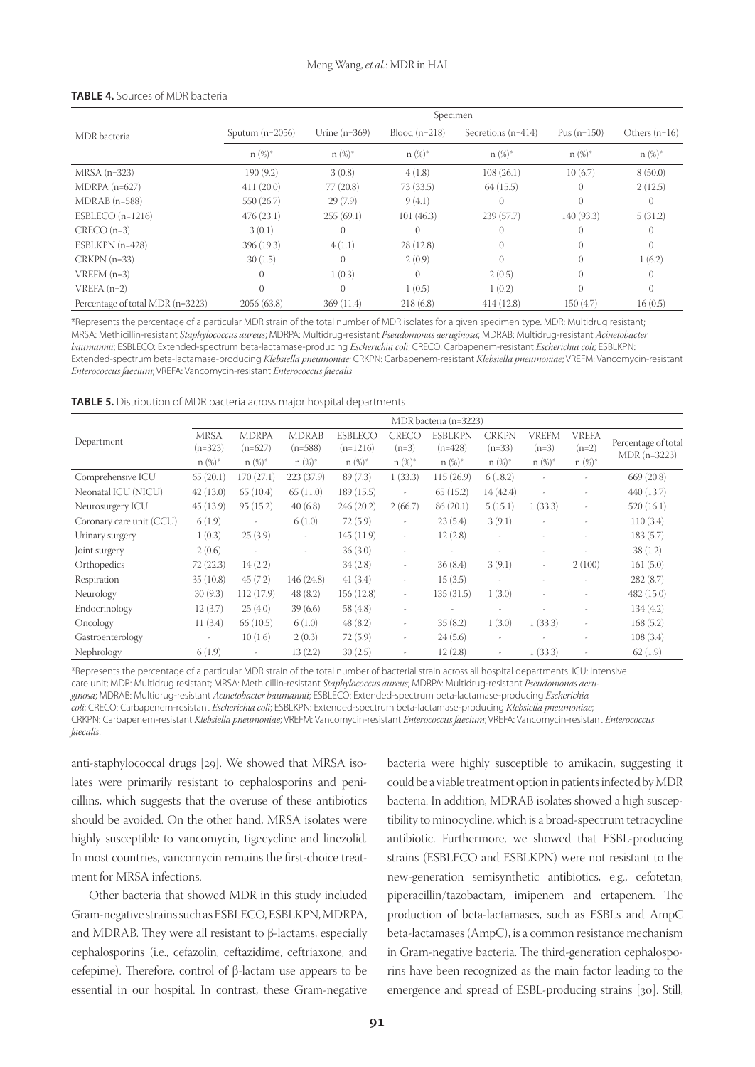**TABLE 4.** Sources of MDR bacteria

| MDR bacteria | Specimen | | | | | |
|---|---|---|---|---|---|---|
| | Sputum (n=2056) | Urine (n=369) | Blood (n=218) | Secretions (n=414) | Pus (n=150) | Others (n=16) |
| | n (%)* | n (%)* | n (%)* | n (%)* | n (%)* | n (%)* |
| MRSA (n=323) | 190 (9.2) | 3 (0.8) | 4 (1.8) | 108 (26.1) | 10 (6.7) | 8 (50.0) |
| MDRPA (n=627) | 411 (20.0) | 77 (20.8) | 73 (33.5) | 64 (15.5) | 0 | 2 (12.5) |
| MDRAB (n=588) | 550 (26.7) | 29 (7.9) | 9 (4.1) | 0 | 0 | 0 |
| ESBLECO (n=1216) | 476 (23.1) | 255 (69.1) | 101 (46.3) | 239 (57.7) | 140 (93.3) | 5 (31.2) |
| CRECO (n=3) | 3 (0.1) | 0 | 0 | 0 | 0 | 0 |
| ESBLKPN (n=428) | 396 (19.3) | 4 (1.1) | 28 (12.8) | 0 | 0 | 0 |
| CRKPN (n=33) | 30 (1.5) | 0 | 2 (0.9) | 0 | 0 | 1 (6.2) |
| VREFM (n=3) | 0 | 1 (0.3) | 0 | 2 (0.5) | 0 | 0 |
| VREFA (n=2) | 0 | 0 | 1 (0.5) | 1 (0.2) | 0 | 0 |
| Percentage of total MDR (n=3223) | 2056 (63.8) | 369 (11.4) | 218 (6.8) | 414 (12.8) | 150 (4.7) | 16 (0.5) |

*Represents the percentage of a particular MDR strain of the total number of MDR isolates for a given specimen type. MDR: Multidrug resistant; MRSA: Methicillin-resistant *Staphylococcus aureus*; MDRPA: Multidrug-resistant *Pseudomonas aeruginosa*; MDRAB: Multidrug-resistant *Acinetobacter baumannii*; ESBLECO: Extended-spectrum beta-lactamase-producing *Escherichia coli*; CRECO: Carbapenem-resistant *Escherichia coli*; ESBLKPN: Extended-spectrum beta-lactamase-producing *Klebsiella pneumoniae*; CRKPN: Carbapenem-resistant *Klebsiella pneumoniae*; VREFM: Vancomycin-resistant *Enterococcus faecium*; VREFA: Vancomycin-resistant *Enterococcus faecalis*

**TABLE 5.** Distribution of MDR bacteria across major hospital departments

| Department | MDR bacteria (n=3223) | | | | | | | | | Percentage of total MDR (n=3223) |
|---|---|---|---|---|---|---|---|---|---|---|
| | MRSA (n=323) | MDRPA (n=627) | MDRAB (n=588) | ESBLECO (n=1216) | CRECO (n=3) | ESBLKPN (n=428) | CRKPN (n=33) | VREFM (n=3) | VREFA (n=2) | |
| | n (%)* | n (%)* | n (%)* | n (%)* | n (%)* | n (%)* | n (%)* | n (%)* | n (%)* | |
| Comprehensive ICU | 65 (20.1) | 170 (27.1) | 223 (37.9) | 89 (7.3) | 1 (33.3) | 115 (26.9) | 6 (18.2) | - | - | 669 (20.8) |
| Neonatal ICU (NICU) | 42 (13.0) | 65 (10.4) | 65 (11.0) | 189 (15.5) | - | 65 (15.2) | 14 (42.4) | - | - | 440 (13.7) |
| Neurosurgery ICU | 45 (13.9) | 95 (15.2) | 40 (6.8) | 246 (20.2) | 2 (66.7) | 86 (20.1) | 5 (15.1) | 1 (33.3) | - | 520 (16.1) |
| Coronary care unit (CCU) | 6 (1.9) | - | 6 (1.0) | 72 (5.9) | - | 23 (5.4) | 3 (9.1) | - | - | 110 (3.4) |
| Urinary surgery | 1 (0.3) | 25 (3.9) | - | 145 (11.9) | - | 12 (2.8) | - | - | - | 183 (5.7) |
| Joint surgery | 2 (0.6) | - | - | 36 (3.0) | - | - | - | - | - | 38 (1.2) |
| Orthopedics | 72 (22.3) | 14 (2.2) | | 34 (2.8) | - | 36 (8.4) | 3 (9.1) | - | 2 (100) | 161 (5.0) |
| Respiration | 35 (10.8) | 45 (7.2) | 146 (24.8) | 41 (3.4) | - | 15 (3.5) | - | - | - | 282 (8.7) |
| Neurology | 30 (9.3) | 112 (17.9) | 48 (8.2) | 156 (12.8) | - | 135 (31.5) | 1 (3.0) | - | - | 482 (15.0) |
| Endocrinology | 12 (3.7) | 25 (4.0) | 39 (6.6) | 58 (4.8) | - | - | - | - | - | 134 (4.2) |
| Oncology | 11 (3.4) | 66 (10.5) | 6 (1.0) | 48 (8.2) | - | 35 (8.2) | 1 (3.0) | 1 (33.3) | - | 168 (5.2) |
| Gastroenterology | - | 10 (1.6) | 2 (0.3) | 72 (5.9) | - | 24 (5.6) | - | - | - | 108 (3.4) |
| Nephrology | 6 (1.9) | - | 13 (2.2) | 30 (2.5) | - | 12 (2.8) | - | 1 (33.3) | - | 62 (1.9) |

*Represents the percentage of a particular MDR strain of the total number of bacterial strain across all hospital departments. ICU: Intensive care unit; MDR: Multidrug resistant; MRSA: Methicillin-resistant *Staphylococcus aureus*; MDRPA: Multidrug-resistant *Pseudomonas aeruginosa*; MDRAB: Multidrug-resistant *Acinetobacter baumannii*; ESBLECO: Extended-spectrum beta-lactamase-producing *Escherichia coli*; CRECO: Carbapenem-resistant *Escherichia coli*; ESBLKPN: Extended-spectrum beta-lactamase-producing *Klebsiella pneumoniae*; CRKPN: Carbapenem-resistant *Klebsiella pneumoniae*; VREFM: Vancomycin-resistant *Enterococcus faecium*; VREFA: Vancomycin-resistant *Enterococcus faecalis*.

anti-staphylococcal drugs [29]. We showed that MRSA isolates were primarily resistant to cephalosporins and penicillins, which suggests that the overuse of these antibiotics should be avoided. On the other hand, MRSA isolates were highly susceptible to vancomycin, tigecycline and linezolid. In most countries, vancomycin remains the first-choice treatment for MRSA infections.

Other bacteria that showed MDR in this study included Gram-negative strains such as ESBLECO, ESBLKPN, MDRPA, and MDRAB. They were all resistant to β-lactams, especially cephalosporins (i.e., cefazolin, ceftazidime, ceftriaxone, and cefepime). Therefore, control of β-lactam use appears to be essential in our hospital. In contrast, these Gram-negative bacteria were highly susceptible to amikacin, suggesting it could be a viable treatment option in patients infected by MDR bacteria. In addition, MDRAB isolates showed a high susceptibility to minocycline, which is a broad-spectrum tetracycline antibiotic. Furthermore, we showed that ESBL-producing strains (ESBLECO and ESBLKPN) were not resistant to the new-generation semisynthetic antibiotics, e.g., cefotetan, piperacillin/tazobactam, imipenem and ertapenem. The production of beta-lactamases, such as ESBLs and AmpC beta-lactamases (AmpC), is a common resistance mechanism in Gram-negative bacteria. The third-generation cephalosporins have been recognized as the main factor leading to the emergence and spread of ESBL-producing strains [30]. Still,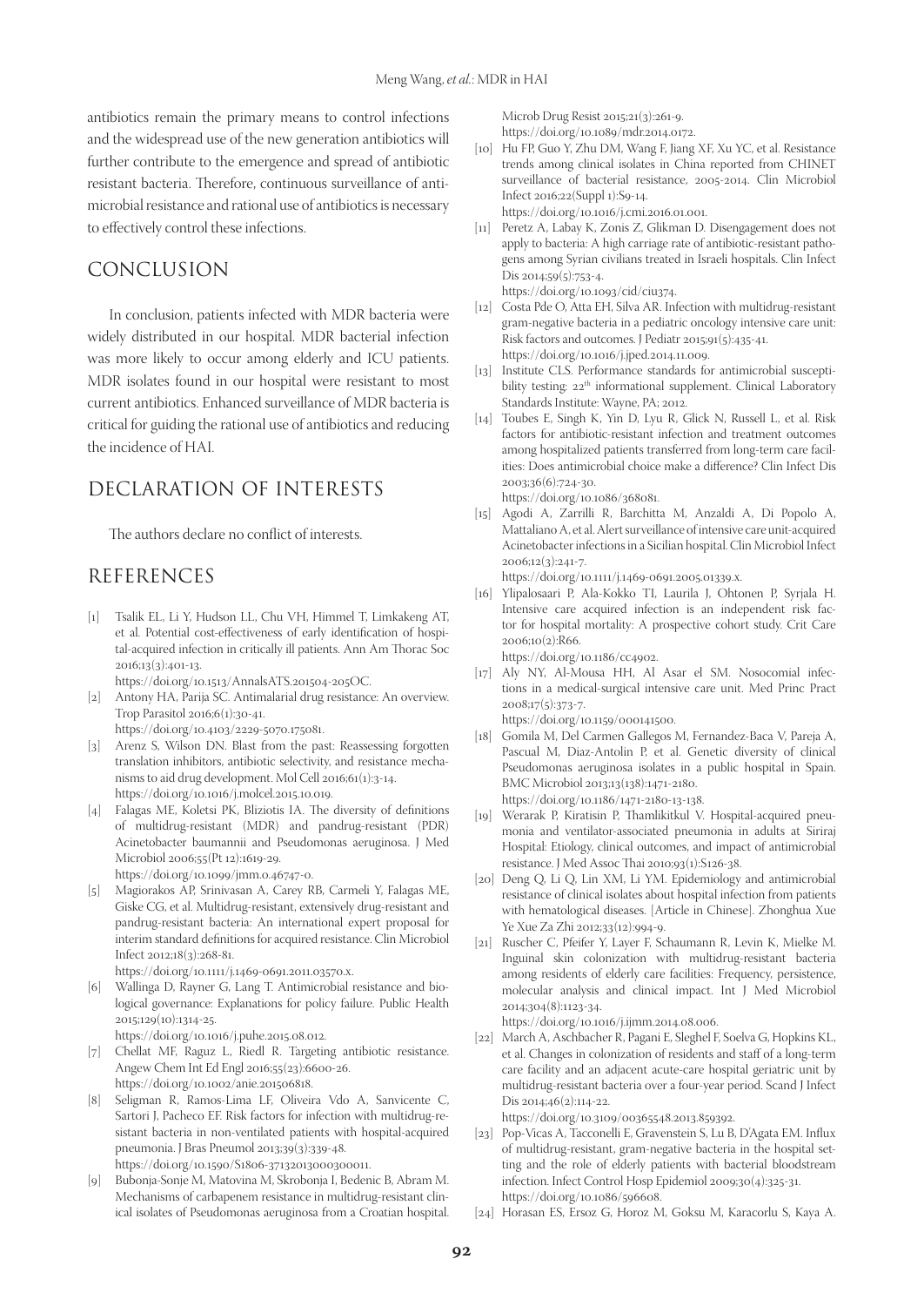antibiotics remain the primary means to control infections and the widespread use of the new generation antibiotics will further contribute to the emergence and spread of antibiotic resistant bacteria. Therefore, continuous surveillance of antimicrobial resistance and rational use of antibiotics is necessary to effectively control these infections.

## CONCLUSION

In conclusion, patients infected with MDR bacteria were widely distributed in our hospital. MDR bacterial infection was more likely to occur among elderly and ICU patients. MDR isolates found in our hospital were resistant to most current antibiotics. Enhanced surveillance of MDR bacteria is critical for guiding the rational use of antibiotics and reducing the incidence of HAI.

## DECLARATION OF INTERESTS

The authors declare no conflict of interests.

## REFERENCES

[1] Tsalik EL, Li Y, Hudson LL, Chu VH, Himmel T, Limkakeng AT, et al. Potential cost-effectiveness of early identification of hospital-acquired infection in critically ill patients. Ann Am Thorac Soc 2016;13(3):401-13.
https://doi.org/10.1513/AnnalsATS.201504-205OC.

[2] Antony HA, Parija SC. Antimalarial drug resistance: An overview. Trop Parasitol 2016;6(1):30-41.
https://doi.org/10.4103/2229-5070.175081.

[3] Arenz S, Wilson DN. Blast from the past: Reassessing forgotten translation inhibitors, antibiotic selectivity, and resistance mechanisms to aid drug development. Mol Cell 2016;61(1):3-14.
https://doi.org/10.1016/j.molcel.2015.10.019.

[4] Falagas ME, Koletsi PK, Bliziotis IA. The diversity of definitions of multidrug-resistant (MDR) and pandrug-resistant (PDR) Acinetobacter baumannii and Pseudomonas aeruginosa. J Med Microbiol 2006;55(Pt 12):1619-29.
https://doi.org/10.1099/jmm.0.46747-0.

[5] Magiorakos AP, Srinivasan A, Carey RB, Carmeli Y, Falagas ME, Giske CG, et al. Multidrug-resistant, extensively drug-resistant and pandrug-resistant bacteria: An international expert proposal for interim standard definitions for acquired resistance. Clin Microbiol Infect 2012;18(3):268-81.
https://doi.org/10.1111/j.1469-0691.2011.03570.x.

[6] Wallinga D, Rayner G, Lang T. Antimicrobial resistance and biological governance: Explanations for policy failure. Public Health 2015;129(10):1314-25.
https://doi.org/10.1016/j.puhe.2015.08.012.

[7] Chellat MF, Raguz L, Riedl R. Targeting antibiotic resistance. Angew Chem Int Ed Engl 2016;55(23):6600-26.
https://doi.org/10.1002/anie.201506818.

[8] Seligman R, Ramos-Lima LF, Oliveira Vdo A, Sanvicente C, Sartori J, Pacheco EF. Risk factors for infection with multidrug-resistant bacteria in non-ventilated patients with hospital-acquired pneumonia. J Bras Pneumol 2013;39(3):339-48.
https://doi.org/10.1590/S1806-37132013000300011.

[9] Bubonja-Sonje M, Matovina M, Skrobonja I, Bedenic B, Abram M. Mechanisms of carbapenem resistance in multidrug-resistant clinical isolates of Pseudomonas aeruginosa from a Croatian hospital. Microb Drug Resist 2015;21(3):261-9.
https://doi.org/10.1089/mdr.2014.0172.

[10] Hu FP, Guo Y, Zhu DM, Wang F, Jiang XF, Xu YC, et al. Resistance trends among clinical isolates in China reported from CHINET surveillance of bacterial resistance, 2005-2014. Clin Microbiol Infect 2016;22(Suppl 1):S9-14.
https://doi.org/10.1016/j.cmi.2016.01.001.

[11] Peretz A, Labay K, Zonis Z, Glikman D. Disengagement does not apply to bacteria: A high carriage rate of antibiotic-resistant pathogens among Syrian civilians treated in Israeli hospitals. Clin Infect Dis 2014;59(5):753-4.
https://doi.org/10.1093/cid/ciu374.

[12] Costa Pde O, Atta EH, Silva AR. Infection with multidrug-resistant gram-negative bacteria in a pediatric oncology intensive care unit: Risk factors and outcomes. J Pediatr 2015;91(5):435-41.
https://doi.org/10.1016/j.jped.2014.11.009.

[13] Institute CLS. Performance standards for antimicrobial susceptibility testing: 22[th] informational supplement. Clinical Laboratory Standards Institute: Wayne, PA; 2012.

[14] Toubes E, Singh K, Yin D, Lyu R, Glick N, Russell L, et al. Risk factors for antibiotic-resistant infection and treatment outcomes among hospitalized patients transferred from long-term care facilities: Does antimicrobial choice make a difference? Clin Infect Dis 2003;36(6):724-30.
https://doi.org/10.1086/368081.

[15] Agodi A, Zarrilli R, Barchitta M, Anzaldi A, Di Popolo A, Mattaliano A, et al. Alert surveillance of intensive care unit-acquired Acinetobacter infections in a Sicilian hospital. Clin Microbiol Infect 2006;12(3):241-7.
https://doi.org/10.1111/j.1469-0691.2005.01339.x.

[16] Ylipalosaari P, Ala-Kokko TI, Laurila J, Ohtonen P, Syrjala H. Intensive care acquired infection is an independent risk factor for hospital mortality: A prospective cohort study. Crit Care 2006;10(2):R66.
https://doi.org/10.1186/cc4902.

[17] Aly NY, Al-Mousa HH, Al Asar el SM. Nosocomial infections in a medical-surgical intensive care unit. Med Princ Pract 2008;17(5):373-7.
https://doi.org/10.1159/000141500.

[18] Gomila M, Del Carmen Gallegos M, Fernandez-Baca V, Pareja A, Pascual M, Diaz-Antolin P, et al. Genetic diversity of clinical Pseudomonas aeruginosa isolates in a public hospital in Spain. BMC Microbiol 2013;13(138):1471-2180.
https://doi.org/10.1186/1471-2180-13-138.

[19] Werarak P, Kiratisin P, Thamlikitkul V. Hospital-acquired pneumonia and ventilator-associated pneumonia in adults at Siriraj Hospital: Etiology, clinical outcomes, and impact of antimicrobial resistance. J Med Assoc Thai 2010;93(1):S126-38.

[20] Deng Q, Li Q, Lin XM, Li YM. Epidemiology and antimicrobial resistance of clinical isolates about hospital infection from patients with hematological diseases. [Article in Chinese]. Zhonghua Xue Ye Xue Za Zhi 2012;33(12):994-9.

[21] Ruscher C, Pfeifer Y, Layer F, Schaumann R, Levin K, Mielke M. Inguinal skin colonization with multidrug-resistant bacteria among residents of elderly care facilities: Frequency, persistence, molecular analysis and clinical impact. Int J Med Microbiol 2014;304(8):1123-34.
https://doi.org/10.1016/j.ijmm.2014.08.006.

[22] March A, Aschbacher R, Pagani E, Sleghel F, Soelva G, Hopkins KL, et al. Changes in colonization of residents and staff of a long-term care facility and an adjacent acute-care hospital geriatric unit by multidrug-resistant bacteria over a four-year period. Scand J Infect Dis 2014;46(2):114-22.
https://doi.org/10.3109/00365548.2013.859392.

[23] Pop-Vicas A, Tacconelli E, Gravenstein S, Lu B, D'Agata EM. Influx of multidrug-resistant, gram-negative bacteria in the hospital setting and the role of elderly patients with bacterial bloodstream infection. Infect Control Hosp Epidemiol 2009;30(4):325-31.
https://doi.org/10.1086/596608.

[24] Horasan ES, Ersoz G, Horoz M, Goksu M, Karacorlu S, Kaya A.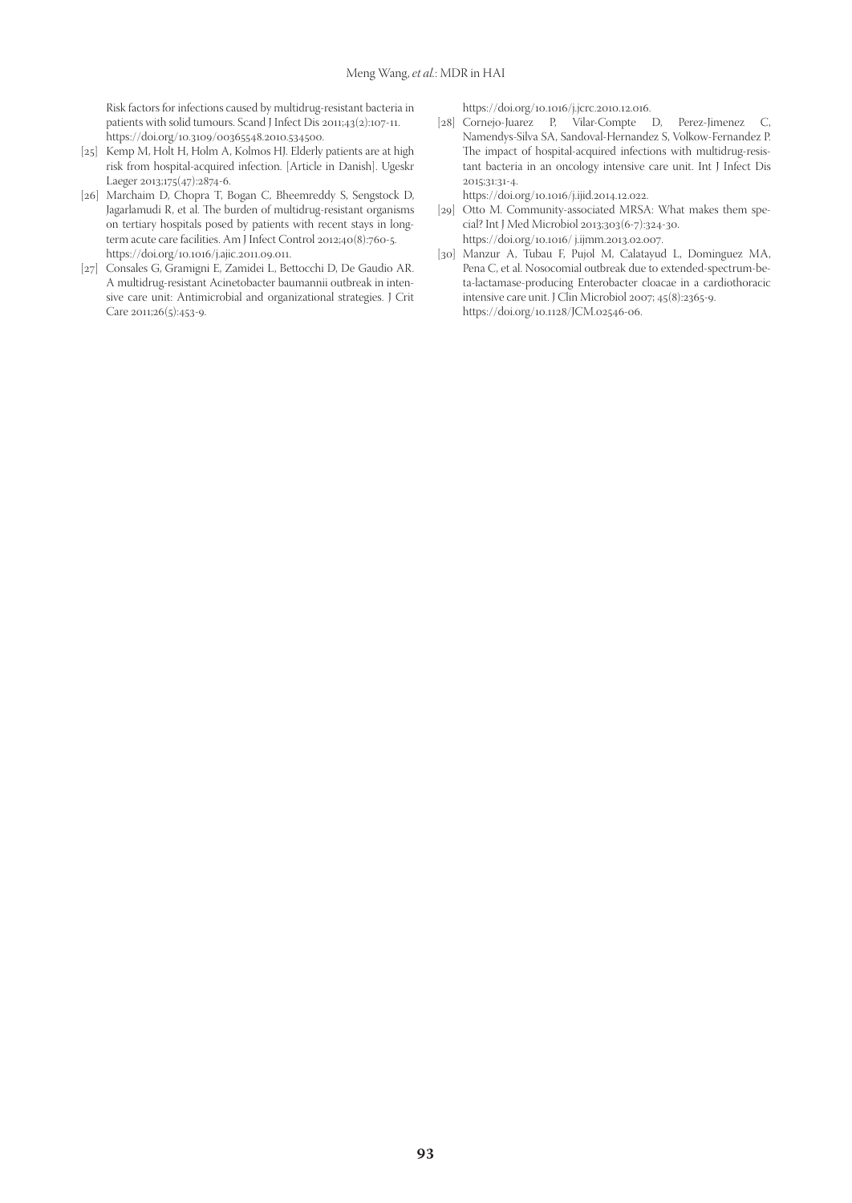Risk factors for infections caused by multidrug-resistant bacteria in patients with solid tumours. Scand J Infect Dis 2011;43(2):107-11. https://doi.org/10.3109/00365548.2010.534500.

[25] Kemp M, Holt H, Holm A, Kolmos HJ. Elderly patients are at high risk from hospital-acquired infection. [Article in Danish]. Ugeskr Laeger 2013;175(47):2874-6.

[26] Marchaim D, Chopra T, Bogan C, Bheemreddy S, Sengstock D, Jagarlamudi R, et al. The burden of multidrug-resistant organisms on tertiary hospitals posed by patients with recent stays in long-term acute care facilities. Am J Infect Control 2012;40(8):760-5. https://doi.org/10.1016/j.ajic.2011.09.011.

[27] Consales G, Gramigni E, Zamidei L, Bettocchi D, De Gaudio AR. A multidrug-resistant Acinetobacter baumannii outbreak in intensive care unit: Antimicrobial and organizational strategies. J Crit Care 2011;26(5):453-9. https://doi.org/10.1016/j.jcrc.2010.12.016.

[28] Cornejo-Juarez P, Vilar-Compte D, Perez-Jimenez C, Namendys-Silva SA, Sandoval-Hernandez S, Volkow-Fernandez P. The impact of hospital-acquired infections with multidrug-resistant bacteria in an oncology intensive care unit. Int J Infect Dis 2015;31:31-4. https://doi.org/10.1016/j.ijid.2014.12.022.

[29] Otto M. Community-associated MRSA: What makes them special? Int J Med Microbiol 2013;303(6-7):324-30. https://doi.org/10.1016/ j.ijmm.2013.02.007.

[30] Manzur A, Tubau F, Pujol M, Calatayud L, Dominguez MA, Pena C, et al. Nosocomial outbreak due to extended-spectrum-beta-lactamase-producing Enterobacter cloacae in a cardiothoracic intensive care unit. J Clin Microbiol 2007; 45(8):2365-9. https://doi.org/10.1128/JCM.02546-06.